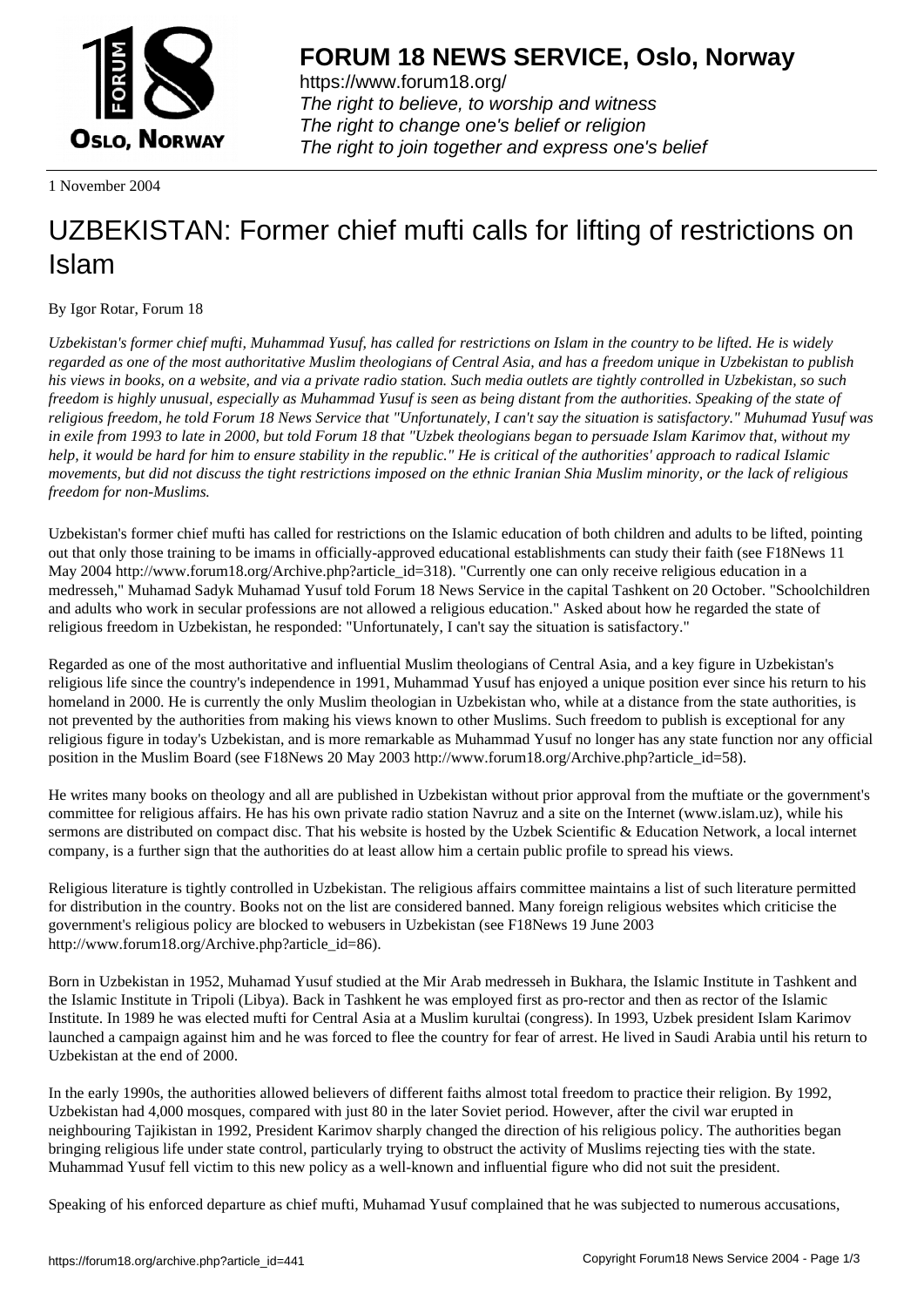# FORUM 18 NEWS SERVICE, Oslo, Norway

https://www.forum18.org/
*The right to believe, to worship and witness*
*The right to change one's belief or religion*
*The right to join together and express one's belief*

1 November 2004

# UZBEKISTAN: Former chief mufti calls for lifting of restrictions on Islam

By Igor Rotar, Forum 18

*Uzbekistan's former chief mufti, Muhammad Yusuf, has called for restrictions on Islam in the country to be lifted. He is widely regarded as one of the most authoritative Muslim theologians of Central Asia, and has a freedom unique in Uzbekistan to publish his views in books, on a website, and via a private radio station. Such media outlets are tightly controlled in Uzbekistan, so such freedom is highly unusual, especially as Muhammad Yusuf is seen as being distant from the authorities. Speaking of the state of religious freedom, he told Forum 18 News Service that "Unfortunately, I can't say the situation is satisfactory." Muhumad Yusuf was in exile from 1993 to late in 2000, but told Forum 18 that "Uzbek theologians began to persuade Islam Karimov that, without my help, it would be hard for him to ensure stability in the republic." He is critical of the authorities' approach to radical Islamic movements, but did not discuss the tight restrictions imposed on the ethnic Iranian Shia Muslim minority, or the lack of religious freedom for non-Muslims.*

Uzbekistan's former chief mufti has called for restrictions on the Islamic education of both children and adults to be lifted, pointing out that only those training to be imams in officially-approved educational establishments can study their faith (see F18News 11 May 2004 http://www.forum18.org/Archive.php?article_id=318). "Currently one can only receive religious education in a medresseh," Muhamad Sadyk Muhamad Yusuf told Forum 18 News Service in the capital Tashkent on 20 October. "Schoolchildren and adults who work in secular professions are not allowed a religious education." Asked about how he regarded the state of religious freedom in Uzbekistan, he responded: "Unfortunately, I can't say the situation is satisfactory."

Regarded as one of the most authoritative and influential Muslim theologians of Central Asia, and a key figure in Uzbekistan's religious life since the country's independence in 1991, Muhammad Yusuf has enjoyed a unique position ever since his return to his homeland in 2000. He is currently the only Muslim theologian in Uzbekistan who, while at a distance from the state authorities, is not prevented by the authorities from making his views known to other Muslims. Such freedom to publish is exceptional for any religious figure in today's Uzbekistan, and is more remarkable as Muhammad Yusuf no longer has any state function nor any official position in the Muslim Board (see F18News 20 May 2003 http://www.forum18.org/Archive.php?article_id=58).

He writes many books on theology and all are published in Uzbekistan without prior approval from the muftiate or the government's committee for religious affairs. He has his own private radio station Navruz and a site on the Internet (www.islam.uz), while his sermons are distributed on compact disc. That his website is hosted by the Uzbek Scientific & Education Network, a local internet company, is a further sign that the authorities do at least allow him a certain public profile to spread his views.

Religious literature is tightly controlled in Uzbekistan. The religious affairs committee maintains a list of such literature permitted for distribution in the country. Books not on the list are considered banned. Many foreign religious websites which criticise the government's religious policy are blocked to webusers in Uzbekistan (see F18News 19 June 2003 http://www.forum18.org/Archive.php?article_id=86).

Born in Uzbekistan in 1952, Muhamad Yusuf studied at the Mir Arab medresseh in Bukhara, the Islamic Institute in Tashkent and the Islamic Institute in Tripoli (Libya). Back in Tashkent he was employed first as pro-rector and then as rector of the Islamic Institute. In 1989 he was elected mufti for Central Asia at a Muslim kurultai (congress). In 1993, Uzbek president Islam Karimov launched a campaign against him and he was forced to flee the country for fear of arrest. He lived in Saudi Arabia until his return to Uzbekistan at the end of 2000.

In the early 1990s, the authorities allowed believers of different faiths almost total freedom to practice their religion. By 1992, Uzbekistan had 4,000 mosques, compared with just 80 in the later Soviet period. However, after the civil war erupted in neighbouring Tajikistan in 1992, President Karimov sharply changed the direction of his religious policy. The authorities began bringing religious life under state control, particularly trying to obstruct the activity of Muslims rejecting ties with the state. Muhammad Yusuf fell victim to this new policy as a well-known and influential figure who did not suit the president.

Speaking of his enforced departure as chief mufti, Muhamad Yusuf complained that he was subjected to numerous accusations,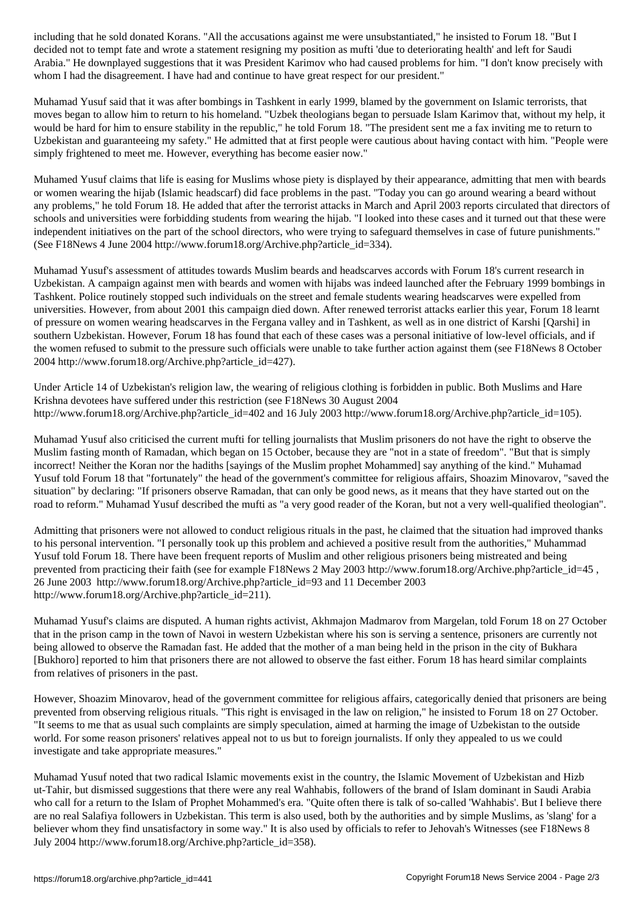including that he sold donated Korans. "All the accusations against me were unsubstantiated," he insisted to Forum 18. "But I decided not to tempt fate and wrote a statement resigning my position as mufti 'due to deteriorating health' and left for Saudi Arabia." He downplayed suggestions that it was President Karimov who had caused problems for him. "I don't know precisely with whom I had the disagreement. I have had and continue to have great respect for our president."

Muhamad Yusuf said that it was after bombings in Tashkent in early 1999, blamed by the government on Islamic terrorists, that moves began to allow him to return to his homeland. "Uzbek theologians began to persuade Islam Karimov that, without my help, it would be hard for him to ensure stability in the republic," he told Forum 18. "The president sent me a fax inviting me to return to Uzbekistan and guaranteeing my safety." He admitted that at first people were cautious about having contact with him. "People were simply frightened to meet me. However, everything has become easier now."

Muhamed Yusuf claims that life is easing for Muslims whose piety is displayed by their appearance, admitting that men with beards or women wearing the hijab (Islamic headscarf) did face problems in the past. "Today you can go around wearing a beard without any problems," he told Forum 18. He added that after the terrorist attacks in March and April 2003 reports circulated that directors of schools and universities were forbidding students from wearing the hijab. "I looked into these cases and it turned out that these were independent initiatives on the part of the school directors, who were trying to safeguard themselves in case of future punishments." (See F18News 4 June 2004 http://www.forum18.org/Archive.php?article_id=334).

Muhamad Yusuf's assessment of attitudes towards Muslim beards and headscarves accords with Forum 18's current research in Uzbekistan. A campaign against men with beards and women with hijabs was indeed launched after the February 1999 bombings in Tashkent. Police routinely stopped such individuals on the street and female students wearing headscarves were expelled from universities. However, from about 2001 this campaign died down. After renewed terrorist attacks earlier this year, Forum 18 learnt of pressure on women wearing headscarves in the Fergana valley and in Tashkent, as well as in one district of Karshi [Qarshi] in southern Uzbekistan. However, Forum 18 has found that each of these cases was a personal initiative of low-level officials, and if the women refused to submit to the pressure such officials were unable to take further action against them (see F18News 8 October 2004 http://www.forum18.org/Archive.php?article_id=427).

Under Article 14 of Uzbekistan's religion law, the wearing of religious clothing is forbidden in public. Both Muslims and Hare Krishna devotees have suffered under this restriction (see F18News 30 August 2004 http://www.forum18.org/Archive.php?article_id=402 and 16 July 2003 http://www.forum18.org/Archive.php?article_id=105).

Muhamad Yusuf also criticised the current mufti for telling journalists that Muslim prisoners do not have the right to observe the Muslim fasting month of Ramadan, which began on 15 October, because they are "not in a state of freedom". "But that is simply incorrect! Neither the Koran nor the hadiths [sayings of the Muslim prophet Mohammed] say anything of the kind." Muhamad Yusuf told Forum 18 that "fortunately" the head of the government's committee for religious affairs, Shoazim Minovarov, "saved the situation" by declaring: "If prisoners observe Ramadan, that can only be good news, as it means that they have started out on the road to reform." Muhamad Yusuf described the mufti as "a very good reader of the Koran, but not a very well-qualified theologian".

Admitting that prisoners were not allowed to conduct religious rituals in the past, he claimed that the situation had improved thanks to his personal intervention. "I personally took up this problem and achieved a positive result from the authorities," Muhammad Yusuf told Forum 18. There have been frequent reports of Muslim and other religious prisoners being mistreated and being prevented from practicing their faith (see for example F18News 2 May 2003 http://www.forum18.org/Archive.php?article_id=45 , 26 June 2003 http://www.forum18.org/Archive.php?article_id=93 and 11 December 2003 http://www.forum18.org/Archive.php?article_id=211).

Muhamad Yusuf's claims are disputed. A human rights activist, Akhmajon Madmarov from Margelan, told Forum 18 on 27 October that in the prison camp in the town of Navoi in western Uzbekistan where his son is serving a sentence, prisoners are currently not being allowed to observe the Ramadan fast. He added that the mother of a man being held in the prison in the city of Bukhara [Bukhoro] reported to him that prisoners there are not allowed to observe the fast either. Forum 18 has heard similar complaints from relatives of prisoners in the past.

However, Shoazim Minovarov, head of the government committee for religious affairs, categorically denied that prisoners are being prevented from observing religious rituals. "This right is envisaged in the law on religion," he insisted to Forum 18 on 27 October. "It seems to me that as usual such complaints are simply speculation, aimed at harming the image of Uzbekistan to the outside world. For some reason prisoners' relatives appeal not to us but to foreign journalists. If only they appealed to us we could investigate and take appropriate measures."

Muhamad Yusuf noted that two radical Islamic movements exist in the country, the Islamic Movement of Uzbekistan and Hizb ut-Tahir, but dismissed suggestions that there were any real Wahhabis, followers of the brand of Islam dominant in Saudi Arabia who call for a return to the Islam of Prophet Mohammed's era. "Quite often there is talk of so-called 'Wahhabis'. But I believe there are no real Salafiya followers in Uzbekistan. This term is also used, both by the authorities and by simple Muslims, as 'slang' for a believer whom they find unsatisfactory in some way." It is also used by officials to refer to Jehovah's Witnesses (see F18News 8 July 2004 http://www.forum18.org/Archive.php?article_id=358).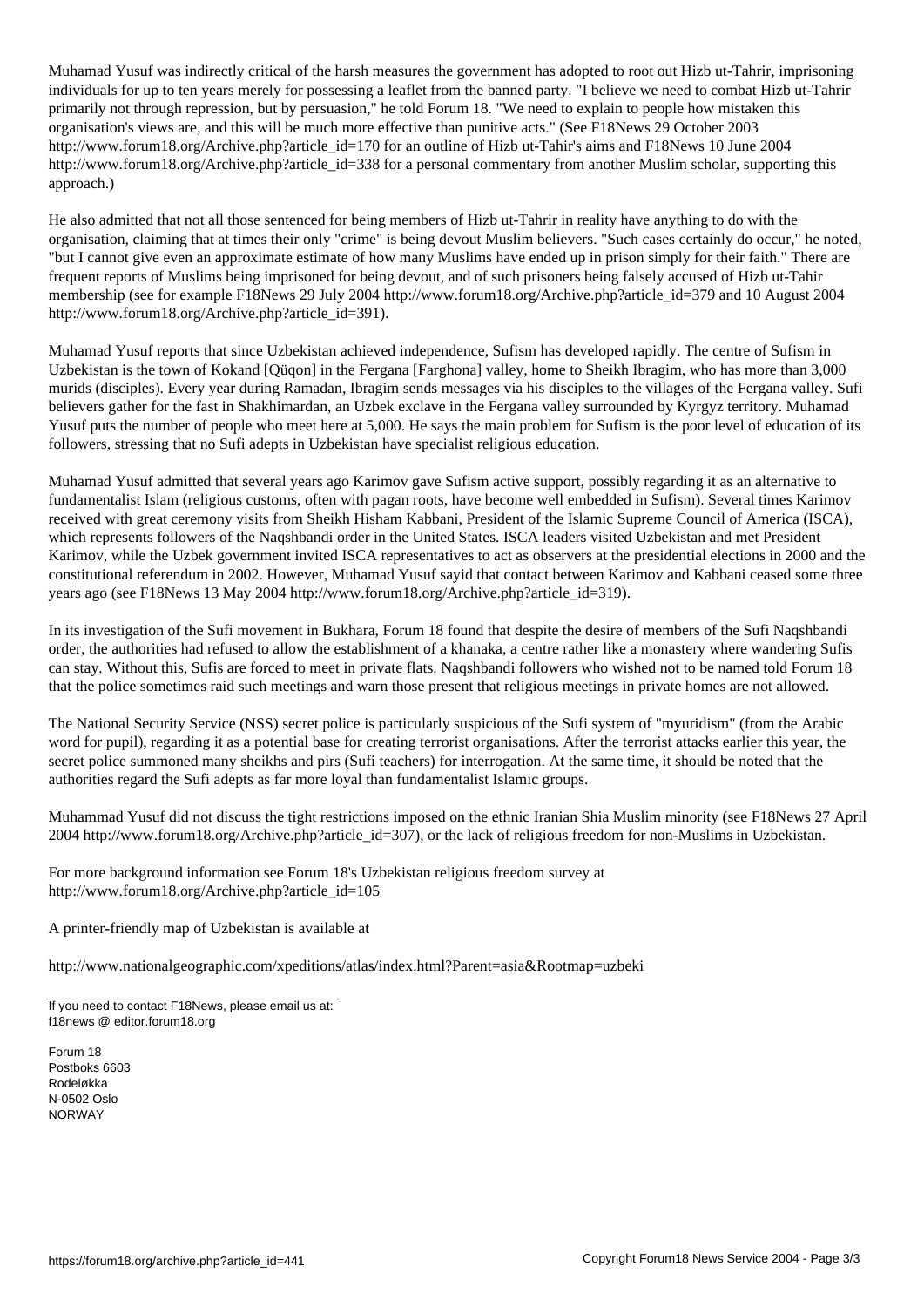Muhamad Yusuf was indirectly critical of the harsh measures the government has adopted to root out Hizb ut-Tahrir, imprisoning individuals for up to ten years merely for possessing a leaflet from the banned party. "I believe we need to combat Hizb ut-Tahrir primarily not through repression, but by persuasion," he told Forum 18. "We need to explain to people how mistaken this organisation's views are, and this will be much more effective than punitive acts." (See F18News 29 October 2003 http://www.forum18.org/Archive.php?article_id=170 for an outline of Hizb ut-Tahir's aims and F18News 10 June 2004 http://www.forum18.org/Archive.php?article_id=338 for a personal commentary from another Muslim scholar, supporting this approach.)

He also admitted that not all those sentenced for being members of Hizb ut-Tahrir in reality have anything to do with the organisation, claiming that at times their only "crime" is being devout Muslim believers. "Such cases certainly do occur," he noted, "but I cannot give even an approximate estimate of how many Muslims have ended up in prison simply for their faith." There are frequent reports of Muslims being imprisoned for being devout, and of such prisoners being falsely accused of Hizb ut-Tahir membership (see for example F18News 29 July 2004 http://www.forum18.org/Archive.php?article_id=379 and 10 August 2004 http://www.forum18.org/Archive.php?article_id=391).

Muhamad Yusuf reports that since Uzbekistan achieved independence, Sufism has developed rapidly. The centre of Sufism in Uzbekistan is the town of Kokand [Qüqon] in the Fergana [Farghona] valley, home to Sheikh Ibragim, who has more than 3,000 murids (disciples). Every year during Ramadan, Ibragim sends messages via his disciples to the villages of the Fergana valley. Sufi believers gather for the fast in Shakhimardan, an Uzbek exclave in the Fergana valley surrounded by Kyrgyz territory. Muhamad Yusuf puts the number of people who meet here at 5,000. He says the main problem for Sufism is the poor level of education of its followers, stressing that no Sufi adepts in Uzbekistan have specialist religious education.

Muhamad Yusuf admitted that several years ago Karimov gave Sufism active support, possibly regarding it as an alternative to fundamentalist Islam (religious customs, often with pagan roots, have become well embedded in Sufism). Several times Karimov received with great ceremony visits from Sheikh Hisham Kabbani, President of the Islamic Supreme Council of America (ISCA), which represents followers of the Naqshbandi order in the United States. ISCA leaders visited Uzbekistan and met President Karimov, while the Uzbek government invited ISCA representatives to act as observers at the presidential elections in 2000 and the constitutional referendum in 2002. However, Muhamad Yusuf sayid that contact between Karimov and Kabbani ceased some three years ago (see F18News 13 May 2004 http://www.forum18.org/Archive.php?article_id=319).

In its investigation of the Sufi movement in Bukhara, Forum 18 found that despite the desire of members of the Sufi Naqshbandi order, the authorities had refused to allow the establishment of a khanaka, a centre rather like a monastery where wandering Sufis can stay. Without this, Sufis are forced to meet in private flats. Naqshbandi followers who wished not to be named told Forum 18 that the police sometimes raid such meetings and warn those present that religious meetings in private homes are not allowed.

The National Security Service (NSS) secret police is particularly suspicious of the Sufi system of "myuridism" (from the Arabic word for pupil), regarding it as a potential base for creating terrorist organisations. After the terrorist attacks earlier this year, the secret police summoned many sheikhs and pirs (Sufi teachers) for interrogation. At the same time, it should be noted that the authorities regard the Sufi adepts as far more loyal than fundamentalist Islamic groups.

Muhammad Yusuf did not discuss the tight restrictions imposed on the ethnic Iranian Shia Muslim minority (see F18News 27 April 2004 http://www.forum18.org/Archive.php?article_id=307), or the lack of religious freedom for non-Muslims in Uzbekistan.

For more background information see Forum 18's Uzbekistan religious freedom survey at http://www.forum18.org/Archive.php?article_id=105

A printer-friendly map of Uzbekistan is available at

http://www.nationalgeographic.com/xpeditions/atlas/index.html?Parent=asia&Rootmap=uzbeki

If you need to contact F18News, please email us at:
f18news @ editor.forum18.org

Forum 18
Postboks 6603
Rodeløkka
N-0502 Oslo
NORWAY